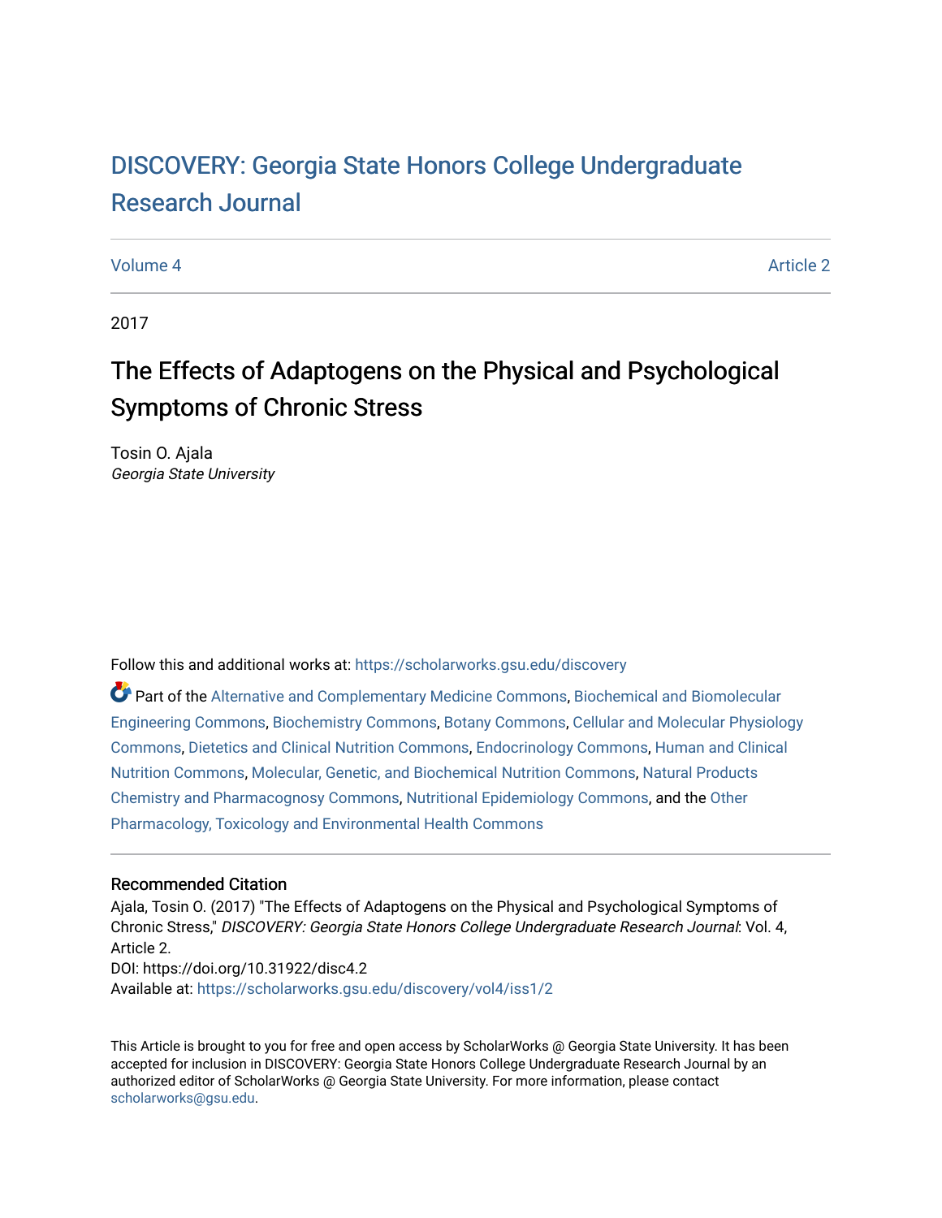# DISCOVERY: Georgia State Honors College Undergraduate Research Journal

Volume 4 Article 2

2017

## The Effects of Adaptogens on the Physical and Psychological Symptoms of Chronic Stress

Tosin O. Ajala
*Georgia State University*

Follow this and additional works at: https://scholarworks.gsu.edu/discovery

Part of the Alternative and Complementary Medicine Commons, Biochemical and Biomolecular Engineering Commons, Biochemistry Commons, Botany Commons, Cellular and Molecular Physiology Commons, Dietetics and Clinical Nutrition Commons, Endocrinology Commons, Human and Clinical Nutrition Commons, Molecular, Genetic, and Biochemical Nutrition Commons, Natural Products Chemistry and Pharmacognosy Commons, Nutritional Epidemiology Commons, and the Other Pharmacology, Toxicology and Environmental Health Commons

### Recommended Citation

Ajala, Tosin O. (2017) "The Effects of Adaptogens on the Physical and Psychological Symptoms of Chronic Stress," *DISCOVERY: Georgia State Honors College Undergraduate Research Journal*: Vol. 4, Article 2.
DOI: https://doi.org/10.31922/disc4.2
Available at: https://scholarworks.gsu.edu/discovery/vol4/iss1/2

This Article is brought to you for free and open access by ScholarWorks @ Georgia State University. It has been accepted for inclusion in DISCOVERY: Georgia State Honors College Undergraduate Research Journal by an authorized editor of ScholarWorks @ Georgia State University. For more information, please contact scholarworks@gsu.edu.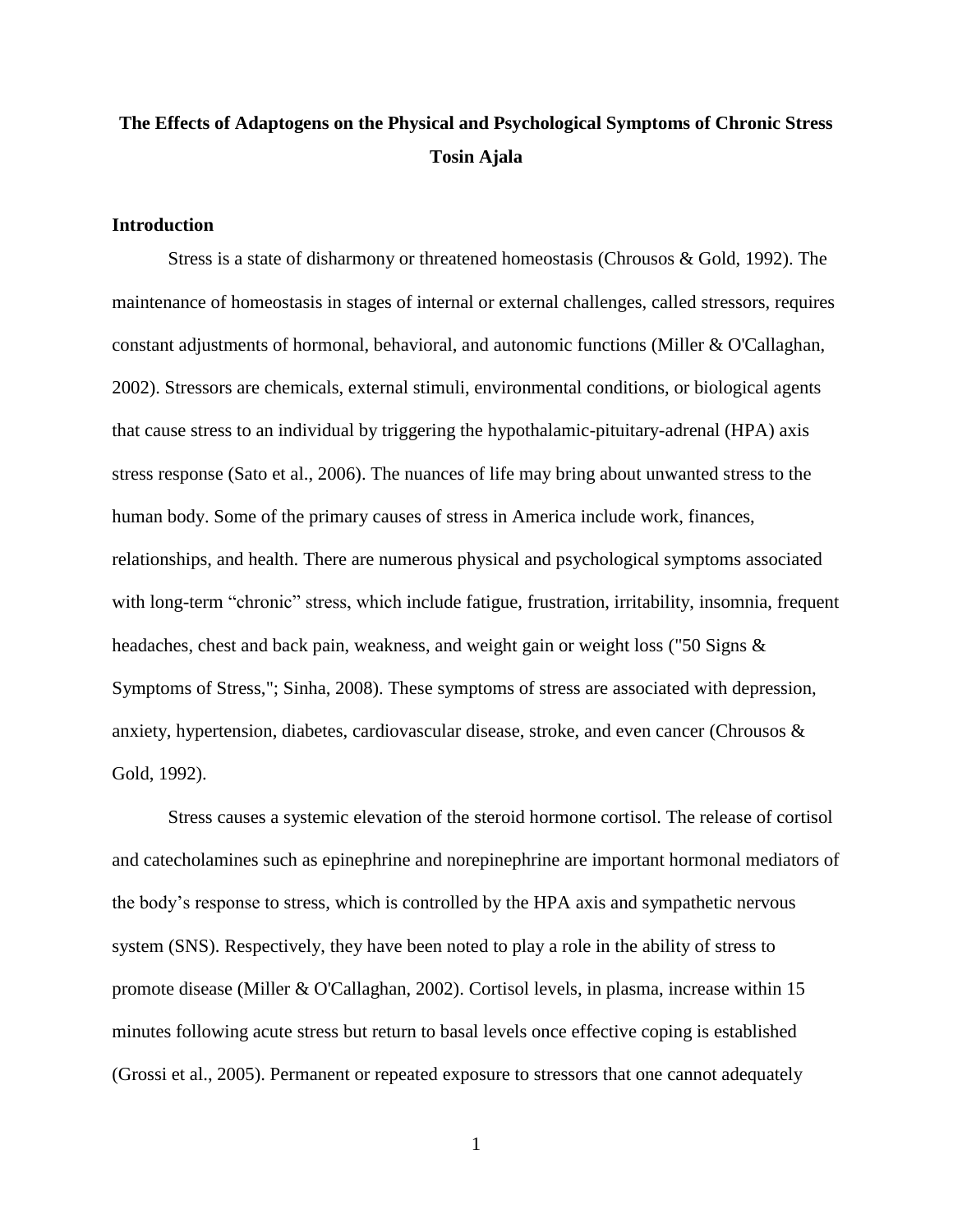**The Effects of Adaptogens on the Physical and Psychological Symptoms of Chronic Stress**

**Tosin Ajala**

## Introduction

Stress is a state of disharmony or threatened homeostasis (Chrousos & Gold, 1992). The maintenance of homeostasis in stages of internal or external challenges, called stressors, requires constant adjustments of hormonal, behavioral, and autonomic functions (Miller & O'Callaghan, 2002). Stressors are chemicals, external stimuli, environmental conditions, or biological agents that cause stress to an individual by triggering the hypothalamic-pituitary-adrenal (HPA) axis stress response (Sato et al., 2006). The nuances of life may bring about unwanted stress to the human body. Some of the primary causes of stress in America include work, finances, relationships, and health. There are numerous physical and psychological symptoms associated with long-term "chronic" stress, which include fatigue, frustration, irritability, insomnia, frequent headaches, chest and back pain, weakness, and weight gain or weight loss ("50 Signs & Symptoms of Stress,"; Sinha, 2008). These symptoms of stress are associated with depression, anxiety, hypertension, diabetes, cardiovascular disease, stroke, and even cancer (Chrousos & Gold, 1992).

Stress causes a systemic elevation of the steroid hormone cortisol. The release of cortisol and catecholamines such as epinephrine and norepinephrine are important hormonal mediators of the body's response to stress, which is controlled by the HPA axis and sympathetic nervous system (SNS). Respectively, they have been noted to play a role in the ability of stress to promote disease (Miller & O'Callaghan, 2002). Cortisol levels, in plasma, increase within 15 minutes following acute stress but return to basal levels once effective coping is established (Grossi et al., 2005). Permanent or repeated exposure to stressors that one cannot adequately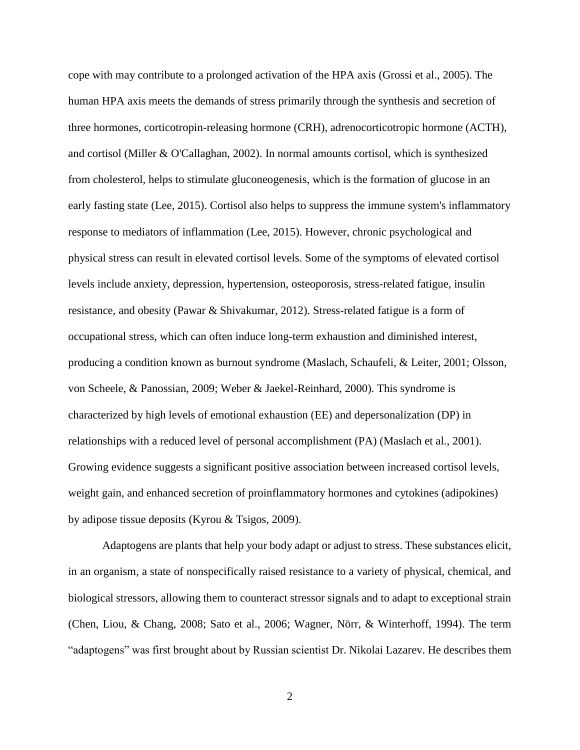cope with may contribute to a prolonged activation of the HPA axis (Grossi et al., 2005). The human HPA axis meets the demands of stress primarily through the synthesis and secretion of three hormones, corticotropin-releasing hormone (CRH), adrenocorticotropic hormone (ACTH), and cortisol (Miller & O'Callaghan, 2002). In normal amounts cortisol, which is synthesized from cholesterol, helps to stimulate gluconeogenesis, which is the formation of glucose in an early fasting state (Lee, 2015). Cortisol also helps to suppress the immune system's inflammatory response to mediators of inflammation (Lee, 2015). However, chronic psychological and physical stress can result in elevated cortisol levels. Some of the symptoms of elevated cortisol levels include anxiety, depression, hypertension, osteoporosis, stress-related fatigue, insulin resistance, and obesity (Pawar & Shivakumar, 2012). Stress-related fatigue is a form of occupational stress, which can often induce long-term exhaustion and diminished interest, producing a condition known as burnout syndrome (Maslach, Schaufeli, & Leiter, 2001; Olsson, von Scheele, & Panossian, 2009; Weber & Jaekel-Reinhard, 2000). This syndrome is characterized by high levels of emotional exhaustion (EE) and depersonalization (DP) in relationships with a reduced level of personal accomplishment (PA) (Maslach et al., 2001). Growing evidence suggests a significant positive association between increased cortisol levels, weight gain, and enhanced secretion of proinflammatory hormones and cytokines (adipokines) by adipose tissue deposits (Kyrou & Tsigos, 2009).

Adaptogens are plants that help your body adapt or adjust to stress. These substances elicit, in an organism, a state of nonspecifically raised resistance to a variety of physical, chemical, and biological stressors, allowing them to counteract stressor signals and to adapt to exceptional strain (Chen, Liou, & Chang, 2008; Sato et al., 2006; Wagner, Nörr, & Winterhoff, 1994). The term "adaptogens" was first brought about by Russian scientist Dr. Nikolai Lazarev. He describes them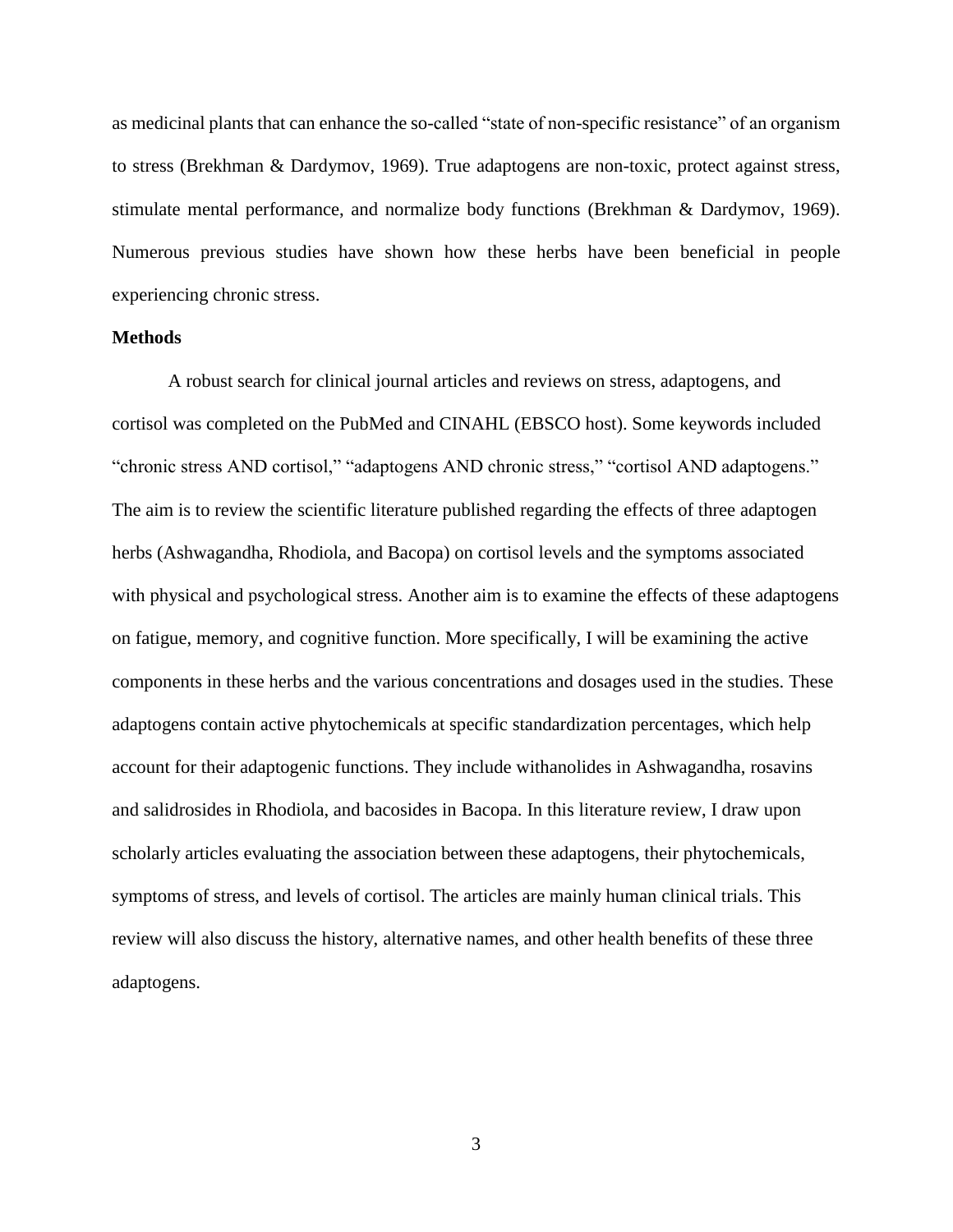as medicinal plants that can enhance the so-called "state of non-specific resistance" of an organism to stress (Brekhman & Dardymov, 1969). True adaptogens are non-toxic, protect against stress, stimulate mental performance, and normalize body functions (Brekhman & Dardymov, 1969). Numerous previous studies have shown how these herbs have been beneficial in people experiencing chronic stress.

**Methods**

A robust search for clinical journal articles and reviews on stress, adaptogens, and cortisol was completed on the PubMed and CINAHL (EBSCO host). Some keywords included "chronic stress AND cortisol," "adaptogens AND chronic stress," "cortisol AND adaptogens." The aim is to review the scientific literature published regarding the effects of three adaptogen herbs (Ashwagandha, Rhodiola, and Bacopa) on cortisol levels and the symptoms associated with physical and psychological stress. Another aim is to examine the effects of these adaptogens on fatigue, memory, and cognitive function. More specifically, I will be examining the active components in these herbs and the various concentrations and dosages used in the studies. These adaptogens contain active phytochemicals at specific standardization percentages, which help account for their adaptogenic functions. They include withanolides in Ashwagandha, rosavins and salidrosides in Rhodiola, and bacosides in Bacopa. In this literature review, I draw upon scholarly articles evaluating the association between these adaptogens, their phytochemicals, symptoms of stress, and levels of cortisol. The articles are mainly human clinical trials. This review will also discuss the history, alternative names, and other health benefits of these three adaptogens.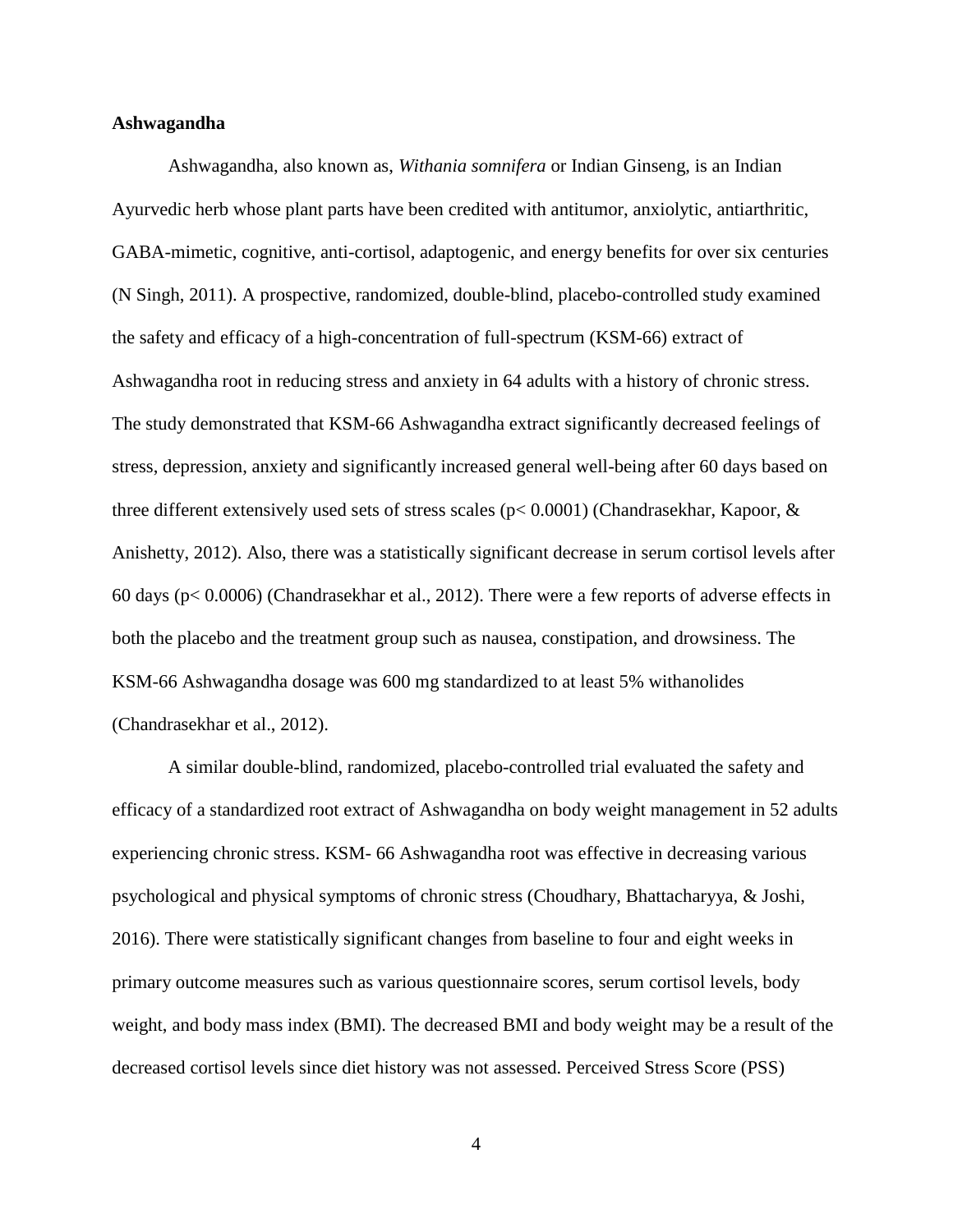**Ashwagandha**

Ashwagandha, also known as, *Withania somnifera* or Indian Ginseng, is an Indian Ayurvedic herb whose plant parts have been credited with antitumor, anxiolytic, antiarthritic, GABA-mimetic, cognitive, anti-cortisol, adaptogenic, and energy benefits for over six centuries (N Singh, 2011). A prospective, randomized, double-blind, placebo-controlled study examined the safety and efficacy of a high-concentration of full-spectrum (KSM-66) extract of Ashwagandha root in reducing stress and anxiety in 64 adults with a history of chronic stress. The study demonstrated that KSM-66 Ashwagandha extract significantly decreased feelings of stress, depression, anxiety and significantly increased general well-being after 60 days based on three different extensively used sets of stress scales ($p< 0.0001$) (Chandrasekhar, Kapoor, & Anishetty, 2012). Also, there was a statistically significant decrease in serum cortisol levels after 60 days ($p< 0.0006$) (Chandrasekhar et al., 2012). There were a few reports of adverse effects in both the placebo and the treatment group such as nausea, constipation, and drowsiness. The KSM-66 Ashwagandha dosage was 600 mg standardized to at least 5% withanolides (Chandrasekhar et al., 2012).

A similar double-blind, randomized, placebo-controlled trial evaluated the safety and efficacy of a standardized root extract of Ashwagandha on body weight management in 52 adults experiencing chronic stress. KSM- 66 Ashwagandha root was effective in decreasing various psychological and physical symptoms of chronic stress (Choudhary, Bhattacharyya, & Joshi, 2016). There were statistically significant changes from baseline to four and eight weeks in primary outcome measures such as various questionnaire scores, serum cortisol levels, body weight, and body mass index (BMI). The decreased BMI and body weight may be a result of the decreased cortisol levels since diet history was not assessed. Perceived Stress Score (PSS)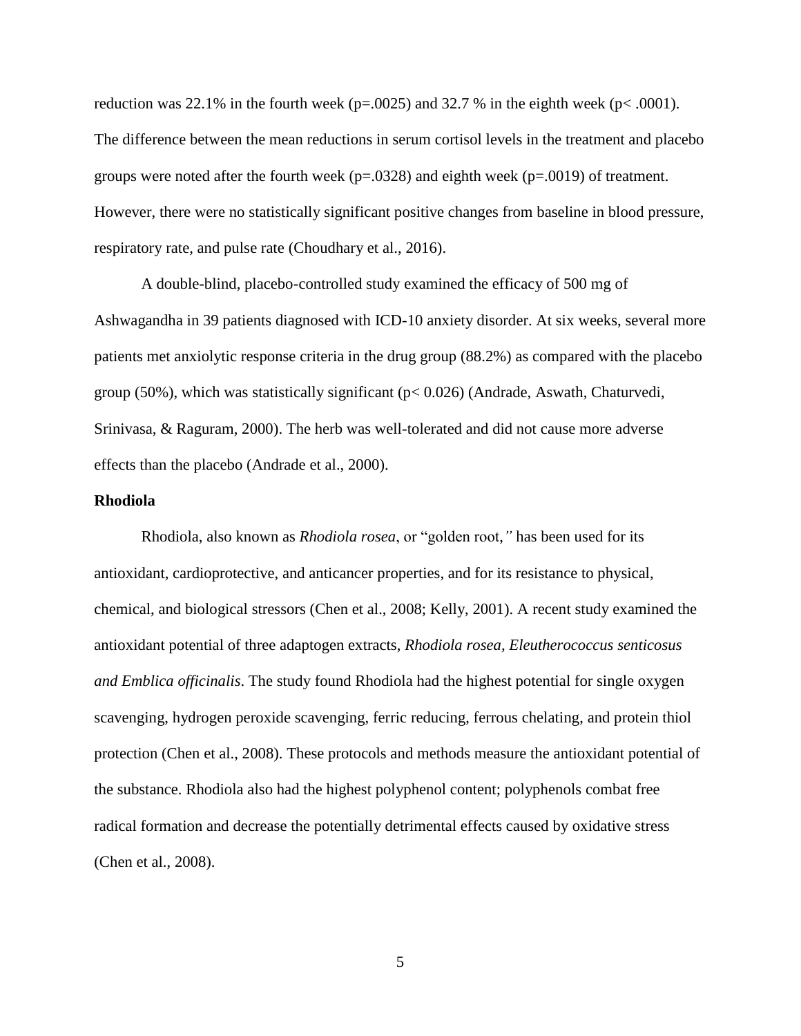reduction was 22.1% in the fourth week ($p=.0025$) and 32.7 % in the eighth week ($p< .0001$). The difference between the mean reductions in serum cortisol levels in the treatment and placebo groups were noted after the fourth week ($p=.0328$) and eighth week ($p=.0019$) of treatment. However, there were no statistically significant positive changes from baseline in blood pressure, respiratory rate, and pulse rate (Choudhary et al., 2016).

A double-blind, placebo-controlled study examined the efficacy of 500 mg of Ashwagandha in 39 patients diagnosed with ICD-10 anxiety disorder. At six weeks, several more patients met anxiolytic response criteria in the drug group (88.2%) as compared with the placebo group (50%), which was statistically significant ($p< 0.026$) (Andrade, Aswath, Chaturvedi, Srinivasa, & Raguram, 2000). The herb was well-tolerated and did not cause more adverse effects than the placebo (Andrade et al., 2000).

**Rhodiola**

Rhodiola, also known as *Rhodiola rosea*, or "golden root," has been used for its antioxidant, cardioprotective, and anticancer properties, and for its resistance to physical, chemical, and biological stressors (Chen et al., 2008; Kelly, 2001). A recent study examined the antioxidant potential of three adaptogen extracts, *Rhodiola rosea, Eleutherococcus senticosus and Emblica officinalis*. The study found Rhodiola had the highest potential for single oxygen scavenging, hydrogen peroxide scavenging, ferric reducing, ferrous chelating, and protein thiol protection (Chen et al., 2008). These protocols and methods measure the antioxidant potential of the substance. Rhodiola also had the highest polyphenol content; polyphenols combat free radical formation and decrease the potentially detrimental effects caused by oxidative stress (Chen et al., 2008).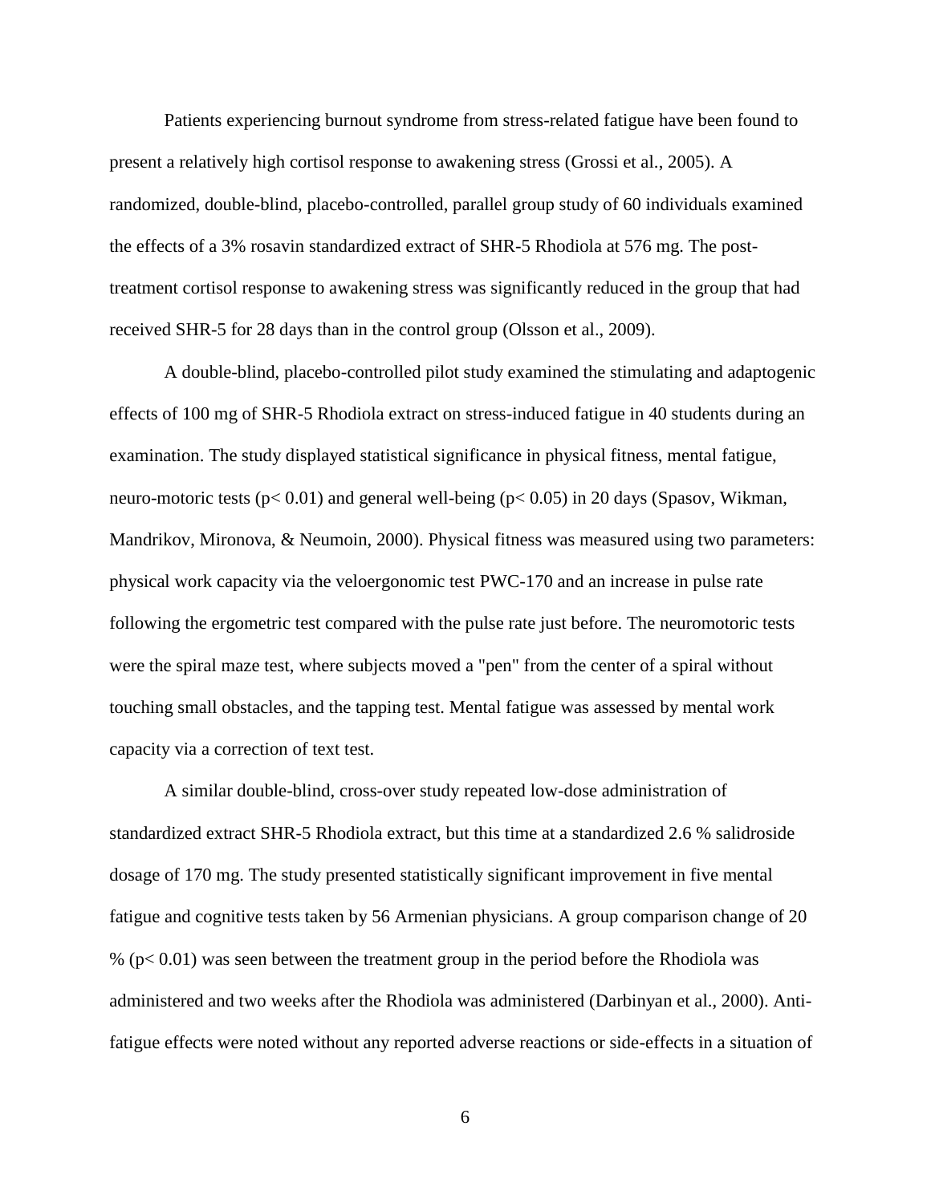Patients experiencing burnout syndrome from stress-related fatigue have been found to present a relatively high cortisol response to awakening stress (Grossi et al., 2005). A randomized, double-blind, placebo-controlled, parallel group study of 60 individuals examined the effects of a 3% rosavin standardized extract of SHR-5 Rhodiola at 576 mg. The post-treatment cortisol response to awakening stress was significantly reduced in the group that had received SHR-5 for 28 days than in the control group (Olsson et al., 2009).

A double-blind, placebo-controlled pilot study examined the stimulating and adaptogenic effects of 100 mg of SHR-5 Rhodiola extract on stress-induced fatigue in 40 students during an examination. The study displayed statistical significance in physical fitness, mental fatigue, neuro-motoric tests ($p < 0.01$) and general well-being ($p < 0.05$) in 20 days (Spasov, Wikman, Mandrikov, Mironova, & Neumoin, 2000). Physical fitness was measured using two parameters: physical work capacity via the veloergonomic test PWC-170 and an increase in pulse rate following the ergometric test compared with the pulse rate just before. The neuromotoric tests were the spiral maze test, where subjects moved a "pen" from the center of a spiral without touching small obstacles, and the tapping test. Mental fatigue was assessed by mental work capacity via a correction of text test.

A similar double-blind, cross-over study repeated low-dose administration of standardized extract SHR-5 Rhodiola extract, but this time at a standardized 2.6 % salidroside dosage of 170 mg. The study presented statistically significant improvement in five mental fatigue and cognitive tests taken by 56 Armenian physicians. A group comparison change of 20 % ($p < 0.01$) was seen between the treatment group in the period before the Rhodiola was administered and two weeks after the Rhodiola was administered (Darbinyan et al., 2000). Anti-fatigue effects were noted without any reported adverse reactions or side-effects in a situation of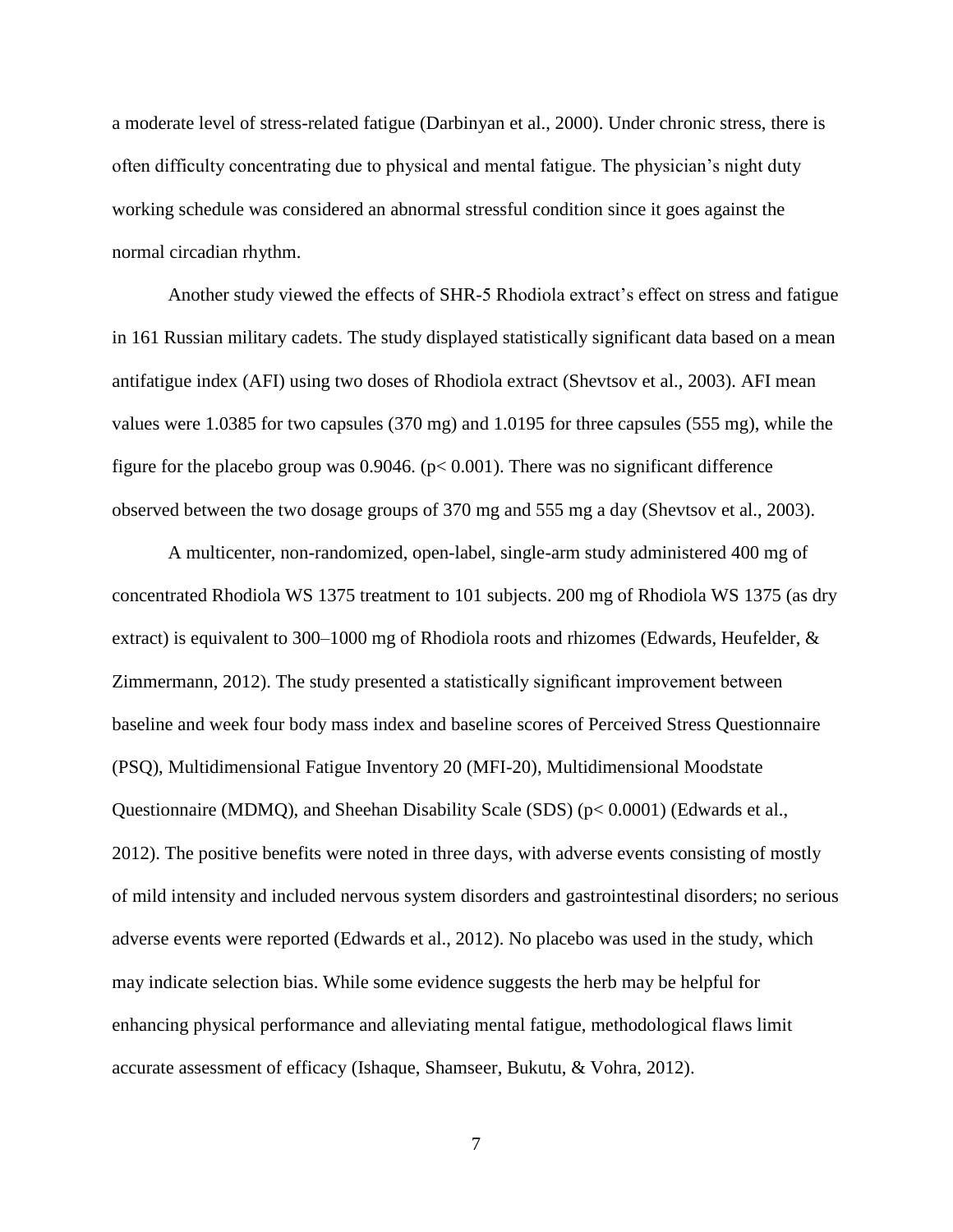a moderate level of stress-related fatigue (Darbinyan et al., 2000). Under chronic stress, there is often difficulty concentrating due to physical and mental fatigue. The physician's night duty working schedule was considered an abnormal stressful condition since it goes against the normal circadian rhythm.

Another study viewed the effects of SHR-5 Rhodiola extract's effect on stress and fatigue in 161 Russian military cadets. The study displayed statistically significant data based on a mean antifatigue index (AFI) using two doses of Rhodiola extract (Shevtsov et al., 2003). AFI mean values were 1.0385 for two capsules (370 mg) and 1.0195 for three capsules (555 mg), while the figure for the placebo group was 0.9046. ($p < 0.001$). There was no significant difference observed between the two dosage groups of 370 mg and 555 mg a day (Shevtsov et al., 2003).

A multicenter, non-randomized, open-label, single-arm study administered 400 mg of concentrated Rhodiola WS 1375 treatment to 101 subjects. 200 mg of Rhodiola WS 1375 (as dry extract) is equivalent to 300–1000 mg of Rhodiola roots and rhizomes (Edwards, Heufelder, & Zimmermann, 2012). The study presented a statistically significant improvement between baseline and week four body mass index and baseline scores of Perceived Stress Questionnaire (PSQ), Multidimensional Fatigue Inventory 20 (MFI-20), Multidimensional Moodstate Questionnaire (MDMQ), and Sheehan Disability Scale (SDS) ($p < 0.0001$) (Edwards et al., 2012). The positive benefits were noted in three days, with adverse events consisting of mostly of mild intensity and included nervous system disorders and gastrointestinal disorders; no serious adverse events were reported (Edwards et al., 2012). No placebo was used in the study, which may indicate selection bias. While some evidence suggests the herb may be helpful for enhancing physical performance and alleviating mental fatigue, methodological flaws limit accurate assessment of efficacy (Ishaque, Shamseer, Bukutu, & Vohra, 2012).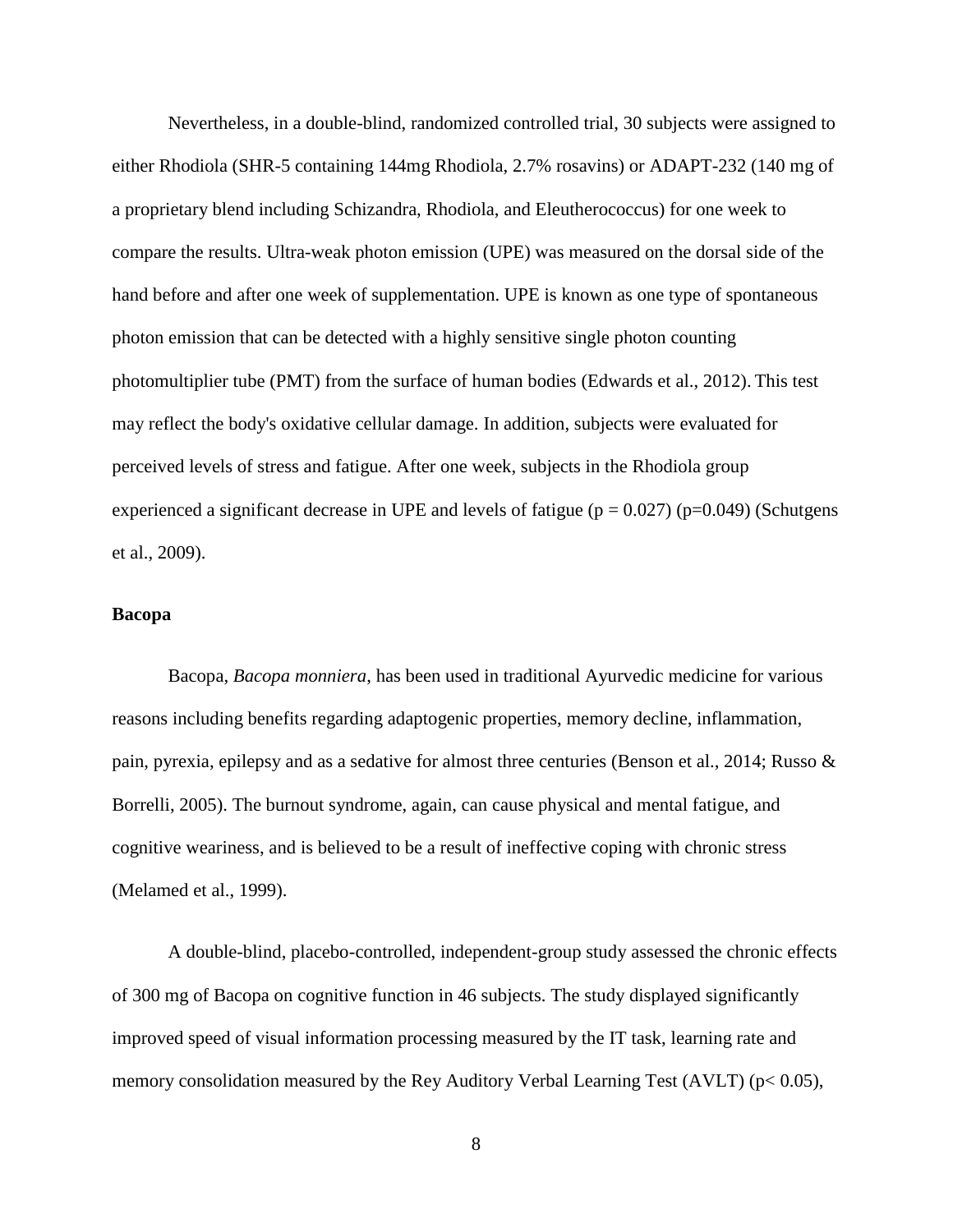Nevertheless, in a double-blind, randomized controlled trial, 30 subjects were assigned to either Rhodiola (SHR-5 containing 144mg Rhodiola, 2.7% rosavins) or ADAPT-232 (140 mg of a proprietary blend including Schizandra, Rhodiola, and Eleutherococcus) for one week to compare the results. Ultra-weak photon emission (UPE) was measured on the dorsal side of the hand before and after one week of supplementation. UPE is known as one type of spontaneous photon emission that can be detected with a highly sensitive single photon counting photomultiplier tube (PMT) from the surface of human bodies (Edwards et al., 2012). This test may reflect the body's oxidative cellular damage. In addition, subjects were evaluated for perceived levels of stress and fatigue. After one week, subjects in the Rhodiola group experienced a significant decrease in UPE and levels of fatigue ($p = 0.027$) ($p=0.049$) (Schutgens et al., 2009).

### Bacopa

Bacopa, *Bacopa monniera*, has been used in traditional Ayurvedic medicine for various reasons including benefits regarding adaptogenic properties, memory decline, inflammation, pain, pyrexia, epilepsy and as a sedative for almost three centuries (Benson et al., 2014; Russo & Borrelli, 2005). The burnout syndrome, again, can cause physical and mental fatigue, and cognitive weariness, and is believed to be a result of ineffective coping with chronic stress (Melamed et al., 1999).

A double-blind, placebo-controlled, independent-group study assessed the chronic effects of 300 mg of Bacopa on cognitive function in 46 subjects. The study displayed significantly improved speed of visual information processing measured by the IT task, learning rate and memory consolidation measured by the Rey Auditory Verbal Learning Test (AVLT) ($p< 0.05$),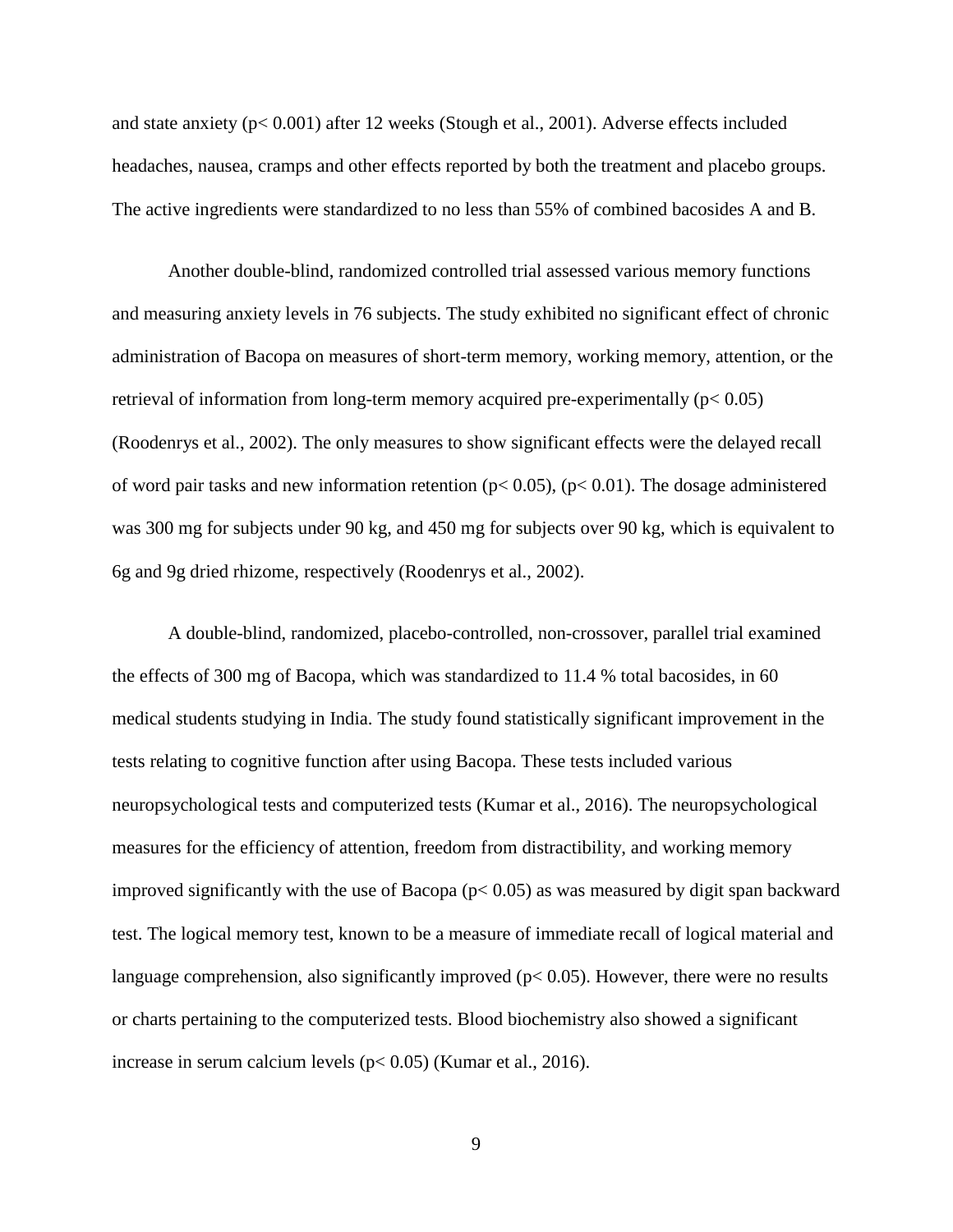and state anxiety ($p < 0.001$) after 12 weeks (Stough et al., 2001). Adverse effects included headaches, nausea, cramps and other effects reported by both the treatment and placebo groups. The active ingredients were standardized to no less than 55% of combined bacosides A and B.

Another double-blind, randomized controlled trial assessed various memory functions and measuring anxiety levels in 76 subjects. The study exhibited no significant effect of chronic administration of Bacopa on measures of short-term memory, working memory, attention, or the retrieval of information from long-term memory acquired pre-experimentally ($p < 0.05$) (Roodenrys et al., 2002). The only measures to show significant effects were the delayed recall of word pair tasks and new information retention ($p < 0.05$), ($p < 0.01$). The dosage administered was 300 mg for subjects under 90 kg, and 450 mg for subjects over 90 kg, which is equivalent to 6g and 9g dried rhizome, respectively (Roodenrys et al., 2002).

A double-blind, randomized, placebo-controlled, non-crossover, parallel trial examined the effects of 300 mg of Bacopa, which was standardized to 11.4 % total bacosides, in 60 medical students studying in India. The study found statistically significant improvement in the tests relating to cognitive function after using Bacopa. These tests included various neuropsychological tests and computerized tests (Kumar et al., 2016). The neuropsychological measures for the efficiency of attention, freedom from distractibility, and working memory improved significantly with the use of Bacopa ($p < 0.05$) as was measured by digit span backward test. The logical memory test, known to be a measure of immediate recall of logical material and language comprehension, also significantly improved ($p < 0.05$). However, there were no results or charts pertaining to the computerized tests. Blood biochemistry also showed a significant increase in serum calcium levels ($p < 0.05$) (Kumar et al., 2016).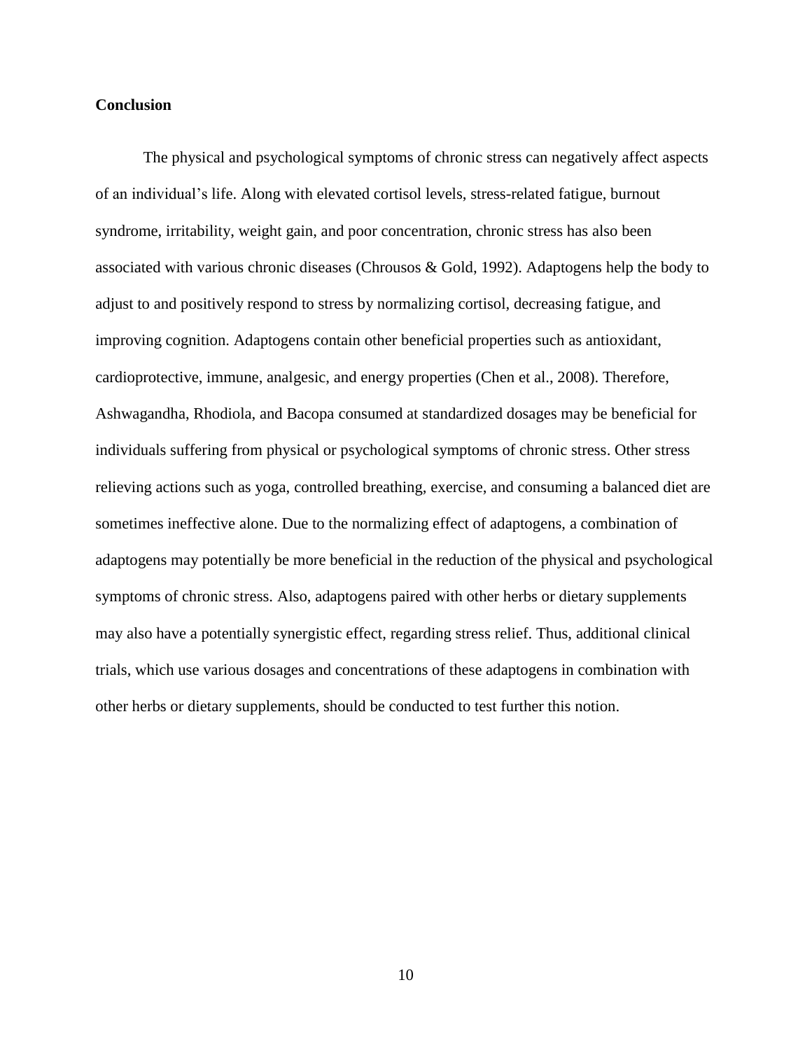## Conclusion

The physical and psychological symptoms of chronic stress can negatively affect aspects of an individual's life. Along with elevated cortisol levels, stress-related fatigue, burnout syndrome, irritability, weight gain, and poor concentration, chronic stress has also been associated with various chronic diseases (Chrousos & Gold, 1992). Adaptogens help the body to adjust to and positively respond to stress by normalizing cortisol, decreasing fatigue, and improving cognition. Adaptogens contain other beneficial properties such as antioxidant, cardioprotective, immune, analgesic, and energy properties (Chen et al., 2008). Therefore, Ashwagandha, Rhodiola, and Bacopa consumed at standardized dosages may be beneficial for individuals suffering from physical or psychological symptoms of chronic stress. Other stress relieving actions such as yoga, controlled breathing, exercise, and consuming a balanced diet are sometimes ineffective alone. Due to the normalizing effect of adaptogens, a combination of adaptogens may potentially be more beneficial in the reduction of the physical and psychological symptoms of chronic stress. Also, adaptogens paired with other herbs or dietary supplements may also have a potentially synergistic effect, regarding stress relief. Thus, additional clinical trials, which use various dosages and concentrations of these adaptogens in combination with other herbs or dietary supplements, should be conducted to test further this notion.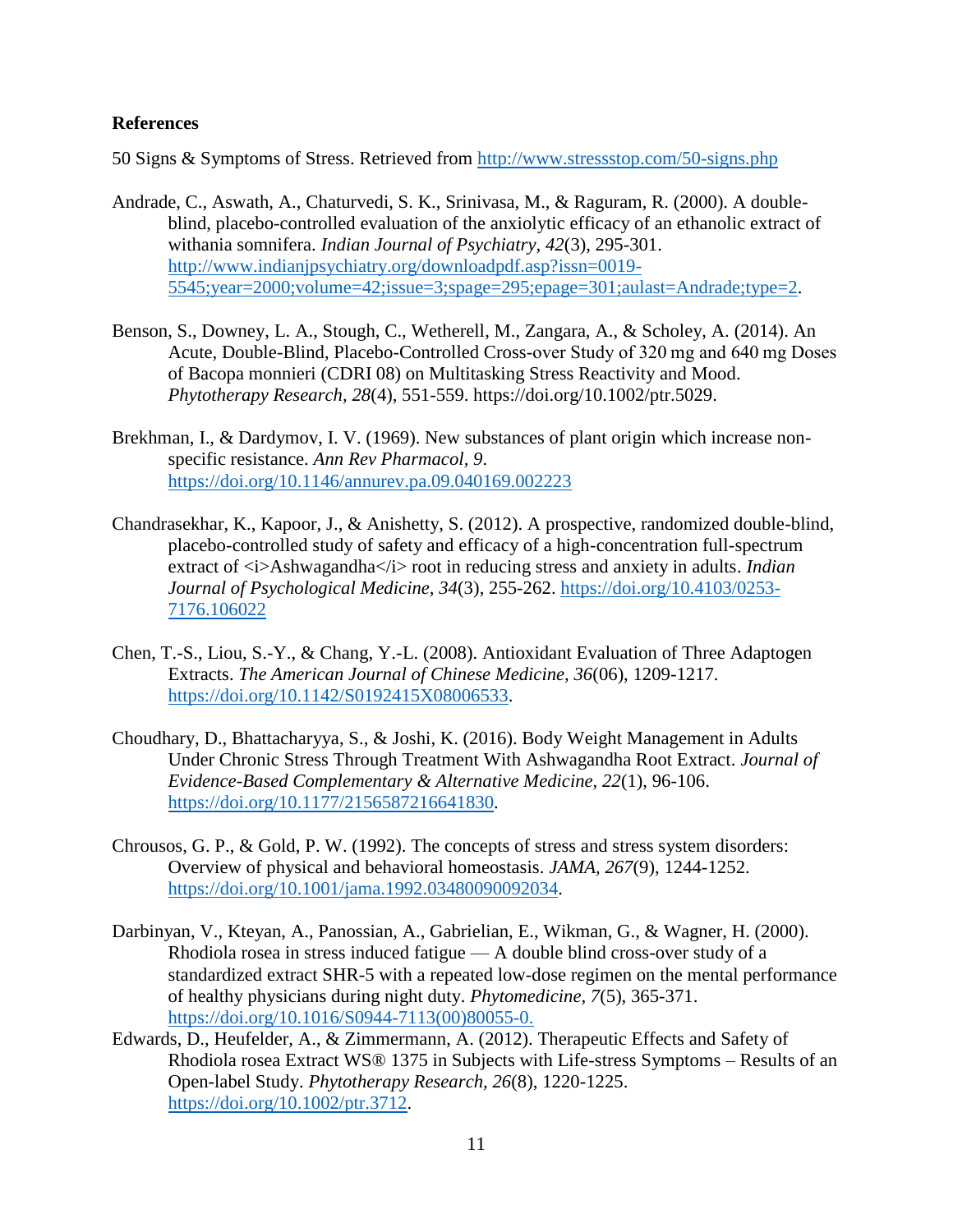**References**

50 Signs & Symptoms of Stress. Retrieved from http://www.stressstop.com/50-signs.php

Andrade, C., Aswath, A., Chaturvedi, S. K., Srinivasa, M., & Raguram, R. (2000). A double-blind, placebo-controlled evaluation of the anxiolytic efficacy of an ethanolic extract of withania somnifera. *Indian Journal of Psychiatry, 42*(3), 295-301. http://www.indianjpsychiatry.org/downloadpdf.asp?issn=0019-5545;year=2000;volume=42;issue=3;spage=295;epage=301;aulast=Andrade;type=2.

Benson, S., Downey, L. A., Stough, C., Wetherell, M., Zangara, A., & Scholey, A. (2014). An Acute, Double-Blind, Placebo-Controlled Cross-over Study of 320 mg and 640 mg Doses of Bacopa monnieri (CDRI 08) on Multitasking Stress Reactivity and Mood. *Phytotherapy Research, 28*(4), 551-559. https://doi.org/10.1002/ptr.5029.

Brekhman, I., & Dardymov, I. V. (1969). New substances of plant origin which increase non-specific resistance. *Ann Rev Pharmacol, 9*. https://doi.org/10.1146/annurev.pa.09.040169.002223

Chandrasekhar, K., Kapoor, J., & Anishetty, S. (2012). A prospective, randomized double-blind, placebo-controlled study of safety and efficacy of a high-concentration full-spectrum extract of <i>Ashwagandha</i> root in reducing stress and anxiety in adults. *Indian Journal of Psychological Medicine, 34*(3), 255-262. https://doi.org/10.4103/0253-7176.106022

Chen, T.-S., Liou, S.-Y., & Chang, Y.-L. (2008). Antioxidant Evaluation of Three Adaptogen Extracts. *The American Journal of Chinese Medicine, 36*(06), 1209-1217. https://doi.org/10.1142/S0192415X08006533.

Choudhary, D., Bhattacharyya, S., & Joshi, K. (2016). Body Weight Management in Adults Under Chronic Stress Through Treatment With Ashwagandha Root Extract. *Journal of Evidence-Based Complementary & Alternative Medicine, 22*(1), 96-106. https://doi.org/10.1177/2156587216641830.

Chrousos, G. P., & Gold, P. W. (1992). The concepts of stress and stress system disorders: Overview of physical and behavioral homeostasis. *JAMA, 267*(9), 1244-1252. https://doi.org/10.1001/jama.1992.03480090092034.

Darbinyan, V., Kteyan, A., Panossian, A., Gabrielian, E., Wikman, G., & Wagner, H. (2000). Rhodiola rosea in stress induced fatigue — A double blind cross-over study of a standardized extract SHR-5 with a repeated low-dose regimen on the mental performance of healthy physicians during night duty. *Phytomedicine, 7*(5), 365-371. https://doi.org/10.1016/S0944-7113(00)80055-0.

Edwards, D., Heufelder, A., & Zimmermann, A. (2012). Therapeutic Effects and Safety of Rhodiola rosea Extract WS® 1375 in Subjects with Life-stress Symptoms – Results of an Open-label Study. *Phytotherapy Research, 26*(8), 1220-1225. https://doi.org/10.1002/ptr.3712.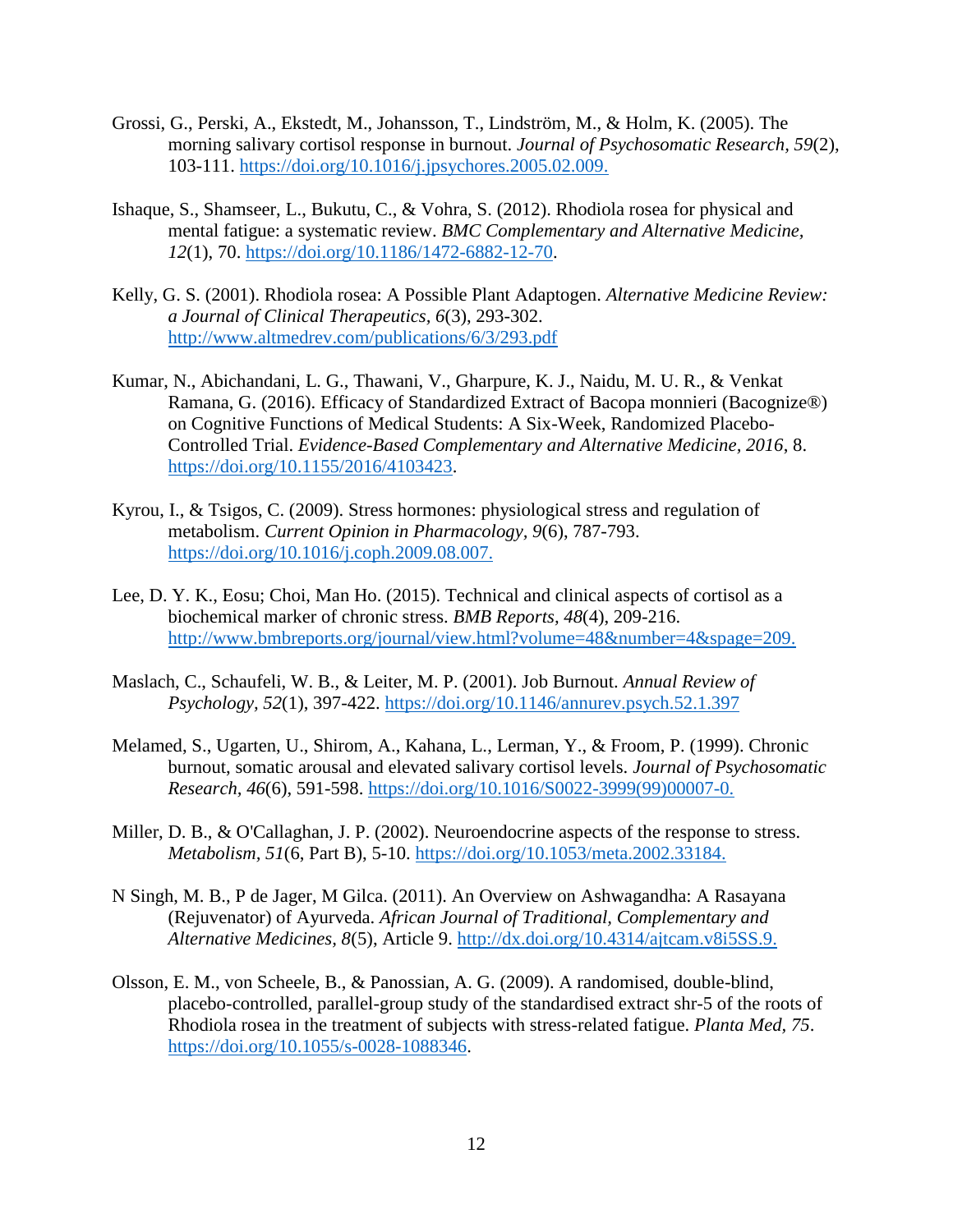Grossi, G., Perski, A., Ekstedt, M., Johansson, T., Lindström, M., & Holm, K. (2005). The morning salivary cortisol response in burnout. *Journal of Psychosomatic Research, 59*(2), 103-111. https://doi.org/10.1016/j.jpsychores.2005.02.009.

Ishaque, S., Shamseer, L., Bukutu, C., & Vohra, S. (2012). Rhodiola rosea for physical and mental fatigue: a systematic review. *BMC Complementary and Alternative Medicine, 12*(1), 70. https://doi.org/10.1186/1472-6882-12-70.

Kelly, G. S. (2001). Rhodiola rosea: A Possible Plant Adaptogen. *Alternative Medicine Review: a Journal of Clinical Therapeutics, 6*(3), 293-302. http://www.altmedrev.com/publications/6/3/293.pdf

Kumar, N., Abichandani, L. G., Thawani, V., Gharpure, K. J., Naidu, M. U. R., & Venkat Ramana, G. (2016). Efficacy of Standardized Extract of Bacopa monnieri (Bacognize®) on Cognitive Functions of Medical Students: A Six-Week, Randomized Placebo-Controlled Trial. *Evidence-Based Complementary and Alternative Medicine, 2016*, 8. https://doi.org/10.1155/2016/4103423.

Kyrou, I., & Tsigos, C. (2009). Stress hormones: physiological stress and regulation of metabolism. *Current Opinion in Pharmacology, 9*(6), 787-793. https://doi.org/10.1016/j.coph.2009.08.007.

Lee, D. Y. K., Eosu; Choi, Man Ho. (2015). Technical and clinical aspects of cortisol as a biochemical marker of chronic stress. *BMB Reports, 48*(4), 209-216. http://www.bmbreports.org/journal/view.html?volume=48&number=4&spage=209.

Maslach, C., Schaufeli, W. B., & Leiter, M. P. (2001). Job Burnout. *Annual Review of Psychology, 52*(1), 397-422. https://doi.org/10.1146/annurev.psych.52.1.397

Melamed, S., Ugarten, U., Shirom, A., Kahana, L., Lerman, Y., & Froom, P. (1999). Chronic burnout, somatic arousal and elevated salivary cortisol levels. *Journal of Psychosomatic Research, 46*(6), 591-598. https://doi.org/10.1016/S0022-3999(99)00007-0.

Miller, D. B., & O'Callaghan, J. P. (2002). Neuroendocrine aspects of the response to stress. *Metabolism, 51*(6, Part B), 5-10. https://doi.org/10.1053/meta.2002.33184.

N Singh, M. B., P de Jager, M Gilca. (2011). An Overview on Ashwagandha: A Rasayana (Rejuvenator) of Ayurveda. *African Journal of Traditional, Complementary and Alternative Medicines, 8*(5), Article 9. http://dx.doi.org/10.4314/ajtcam.v8i5SS.9.

Olsson, E. M., von Scheele, B., & Panossian, A. G. (2009). A randomised, double-blind, placebo-controlled, parallel-group study of the standardised extract shr-5 of the roots of Rhodiola rosea in the treatment of subjects with stress-related fatigue. *Planta Med, 75*. https://doi.org/10.1055/s-0028-1088346.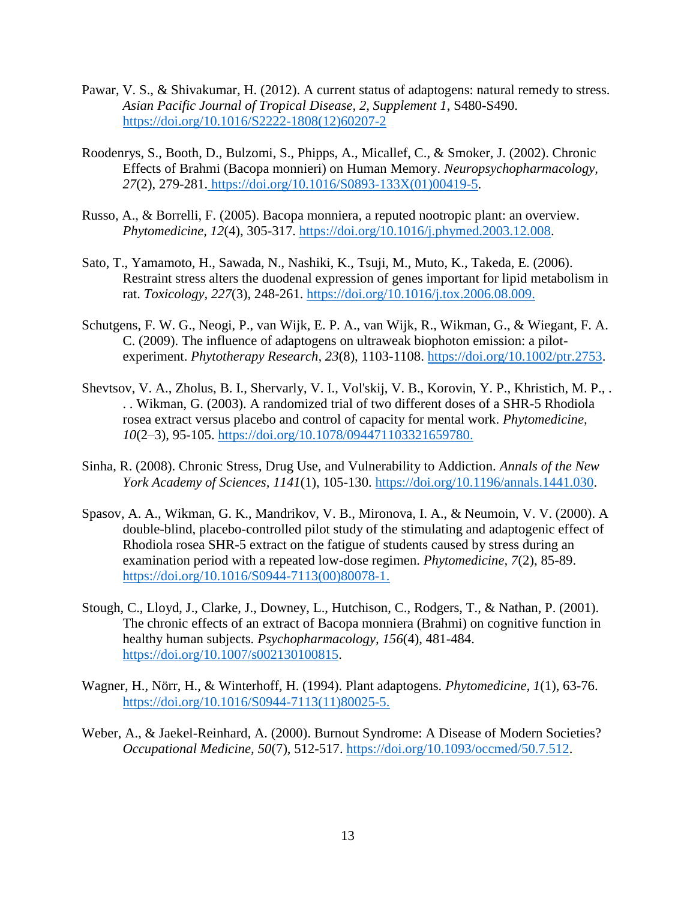Pawar, V. S., & Shivakumar, H. (2012). A current status of adaptogens: natural remedy to stress. *Asian Pacific Journal of Tropical Disease, 2, Supplement 1*, S480-S490. https://doi.org/10.1016/S2222-1808(12)60207-2

Roodenrys, S., Booth, D., Bulzomi, S., Phipps, A., Micallef, C., & Smoker, J. (2002). Chronic Effects of Brahmi (Bacopa monnieri) on Human Memory. *Neuropsychopharmacology, 27*(2), 279-281. https://doi.org/10.1016/S0893-133X(01)00419-5.

Russo, A., & Borrelli, F. (2005). Bacopa monniera, a reputed nootropic plant: an overview. *Phytomedicine, 12*(4), 305-317. https://doi.org/10.1016/j.phymed.2003.12.008.

Sato, T., Yamamoto, H., Sawada, N., Nashiki, K., Tsuji, M., Muto, K., Takeda, E. (2006). Restraint stress alters the duodenal expression of genes important for lipid metabolism in rat. *Toxicology, 227*(3), 248-261. https://doi.org/10.1016/j.tox.2006.08.009.

Schutgens, F. W. G., Neogi, P., van Wijk, E. P. A., van Wijk, R., Wikman, G., & Wiegant, F. A. C. (2009). The influence of adaptogens on ultraweak biophoton emission: a pilot-experiment. *Phytotherapy Research, 23*(8), 1103-1108. https://doi.org/10.1002/ptr.2753.

Shevtsov, V. A., Zholus, B. I., Shervarly, V. I., Vol'skij, V. B., Korovin, Y. P., Khristich, M. P., . . . Wikman, G. (2003). A randomized trial of two different doses of a SHR-5 Rhodiola rosea extract versus placebo and control of capacity for mental work. *Phytomedicine, 10*(2–3), 95-105. https://doi.org/10.1078/094471103321659780.

Sinha, R. (2008). Chronic Stress, Drug Use, and Vulnerability to Addiction. *Annals of the New York Academy of Sciences, 1141*(1), 105-130. https://doi.org/10.1196/annals.1441.030.

Spasov, A. A., Wikman, G. K., Mandrikov, V. B., Mironova, I. A., & Neumoin, V. V. (2000). A double-blind, placebo-controlled pilot study of the stimulating and adaptogenic effect of Rhodiola rosea SHR-5 extract on the fatigue of students caused by stress during an examination period with a repeated low-dose regimen. *Phytomedicine, 7*(2), 85-89. https://doi.org/10.1016/S0944-7113(00)80078-1.

Stough, C., Lloyd, J., Clarke, J., Downey, L., Hutchison, C., Rodgers, T., & Nathan, P. (2001). The chronic effects of an extract of Bacopa monniera (Brahmi) on cognitive function in healthy human subjects. *Psychopharmacology, 156*(4), 481-484. https://doi.org/10.1007/s002130100815.

Wagner, H., Nörr, H., & Winterhoff, H. (1994). Plant adaptogens. *Phytomedicine, 1*(1), 63-76. https://doi.org/10.1016/S0944-7113(11)80025-5.

Weber, A., & Jaekel-Reinhard, A. (2000). Burnout Syndrome: A Disease of Modern Societies? *Occupational Medicine, 50*(7), 512-517. https://doi.org/10.1093/occmed/50.7.512.